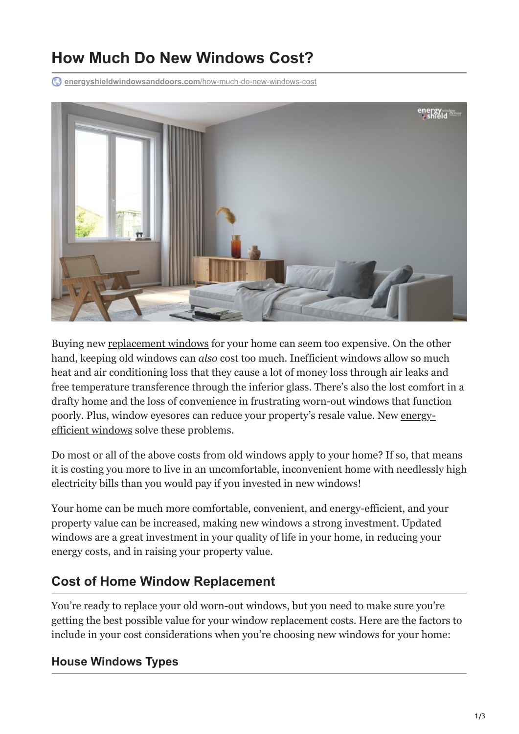# How Much Do New Windows Cost?

energyshieldwindowsanddoors.com/how-much-do-new-windows-cost

Buying new replacement windows for your home can seem too expensive. On the other hand, keeping old windows can *also* cost too much. Inefficient windows allow so much heat and air conditioning loss that they cause a lot of money loss through air leaks and free temperature transference through the inferior glass. There's also the lost comfort in a drafty home and the loss of convenience in frustrating worn-out windows that function poorly. Plus, window eyesores can reduce your property's resale value. New energy-efficient windows solve these problems.

Do most or all of the above costs from old windows apply to your home? If so, that means it is costing you more to live in an uncomfortable, inconvenient home with needlessly high electricity bills than you would pay if you invested in new windows!

Your home can be much more comfortable, convenient, and energy-efficient, and your property value can be increased, making new windows a strong investment. Updated windows are a great investment in your quality of life in your home, in reducing your energy costs, and in raising your property value.

## Cost of Home Window Replacement

You're ready to replace your old worn-out windows, but you need to make sure you're getting the best possible value for your window replacement costs. Here are the factors to include in your cost considerations when you're choosing new windows for your home:

### House Windows Types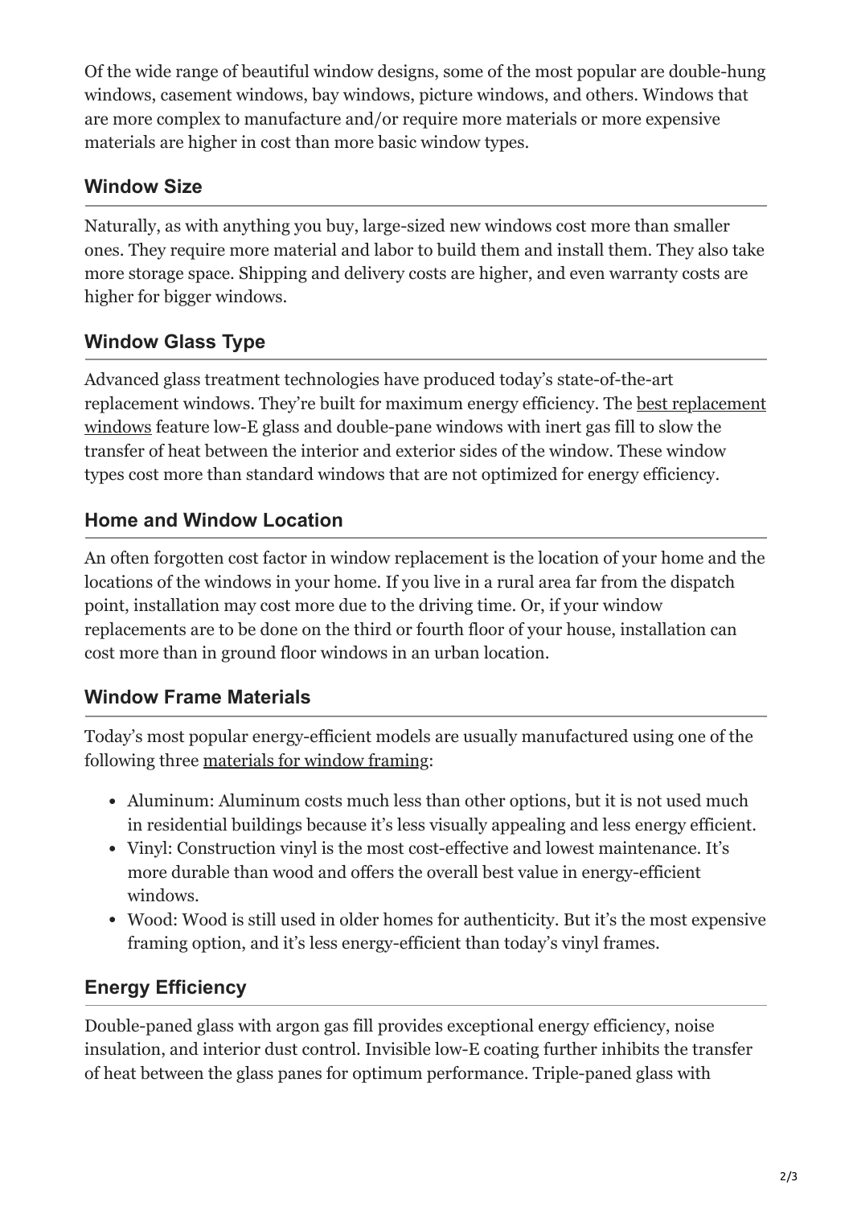Of the wide range of beautiful window designs, some of the most popular are double-hung windows, casement windows, bay windows, picture windows, and others. Windows that are more complex to manufacture and/or require more materials or more expensive materials are higher in cost than more basic window types.

### Window Size

Naturally, as with anything you buy, large-sized new windows cost more than smaller ones. They require more material and labor to build them and install them. They also take more storage space. Shipping and delivery costs are higher, and even warranty costs are higher for bigger windows.

### Window Glass Type

Advanced glass treatment technologies have produced today's state-of-the-art replacement windows. They're built for maximum energy efficiency. The best replacement windows feature low-E glass and double-pane windows with inert gas fill to slow the transfer of heat between the interior and exterior sides of the window. These window types cost more than standard windows that are not optimized for energy efficiency.

### Home and Window Location

An often forgotten cost factor in window replacement is the location of your home and the locations of the windows in your home. If you live in a rural area far from the dispatch point, installation may cost more due to the driving time. Or, if your window replacements are to be done on the third or fourth floor of your house, installation can cost more than in ground floor windows in an urban location.

### Window Frame Materials

Today's most popular energy-efficient models are usually manufactured using one of the following three materials for window framing:

- Aluminum: Aluminum costs much less than other options, but it is not used much in residential buildings because it's less visually appealing and less energy efficient.
- Vinyl: Construction vinyl is the most cost-effective and lowest maintenance. It's more durable than wood and offers the overall best value in energy-efficient windows.
- Wood: Wood is still used in older homes for authenticity. But it's the most expensive framing option, and it's less energy-efficient than today's vinyl frames.

### Energy Efficiency

Double-paned glass with argon gas fill provides exceptional energy efficiency, noise insulation, and interior dust control. Invisible low-E coating further inhibits the transfer of heat between the glass panes for optimum performance. Triple-paned glass with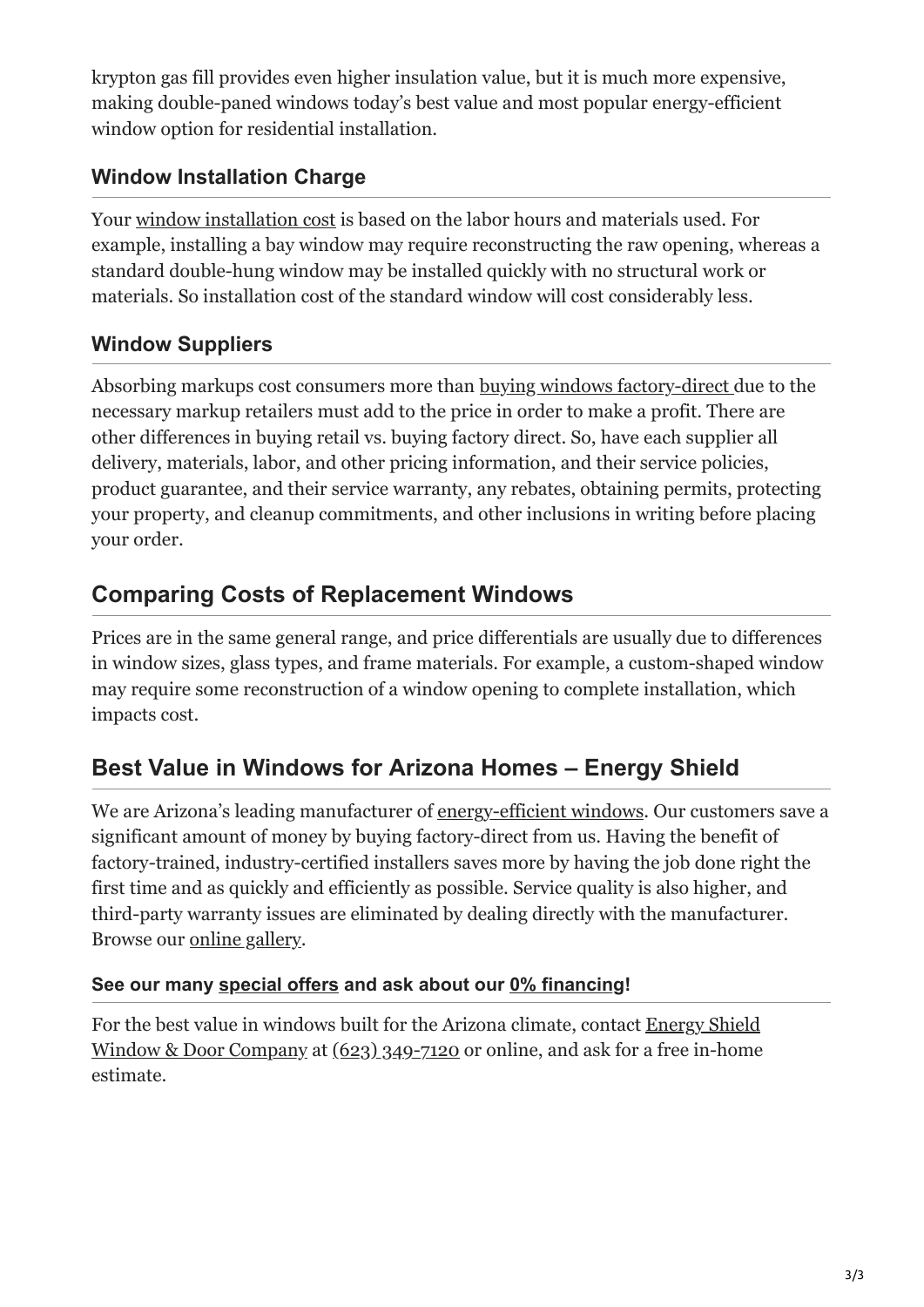krypton gas fill provides even higher insulation value, but it is much more expensive, making double-paned windows today's best value and most popular energy-efficient window option for residential installation.

### Window Installation Charge

Your window installation cost is based on the labor hours and materials used. For example, installing a bay window may require reconstructing the raw opening, whereas a standard double-hung window may be installed quickly with no structural work or materials. So installation cost of the standard window will cost considerably less.

### Window Suppliers

Absorbing markups cost consumers more than buying windows factory-direct due to the necessary markup retailers must add to the price in order to make a profit. There are other differences in buying retail vs. buying factory direct. So, have each supplier all delivery, materials, labor, and other pricing information, and their service policies, product guarantee, and their service warranty, any rebates, obtaining permits, protecting your property, and cleanup commitments, and other inclusions in writing before placing your order.

## Comparing Costs of Replacement Windows

Prices are in the same general range, and price differentials are usually due to differences in window sizes, glass types, and frame materials. For example, a custom-shaped window may require some reconstruction of a window opening to complete installation, which impacts cost.

## Best Value in Windows for Arizona Homes – Energy Shield

We are Arizona's leading manufacturer of energy-efficient windows. Our customers save a significant amount of money by buying factory-direct from us. Having the benefit of factory-trained, industry-certified installers saves more by having the job done right the first time and as quickly and efficiently as possible. Service quality is also higher, and third-party warranty issues are eliminated by dealing directly with the manufacturer. Browse our online gallery.

#### See our many special offers and ask about our 0% financing!

For the best value in windows built for the Arizona climate, contact Energy Shield Window & Door Company at (623) 349-7120 or online, and ask for a free in-home estimate.